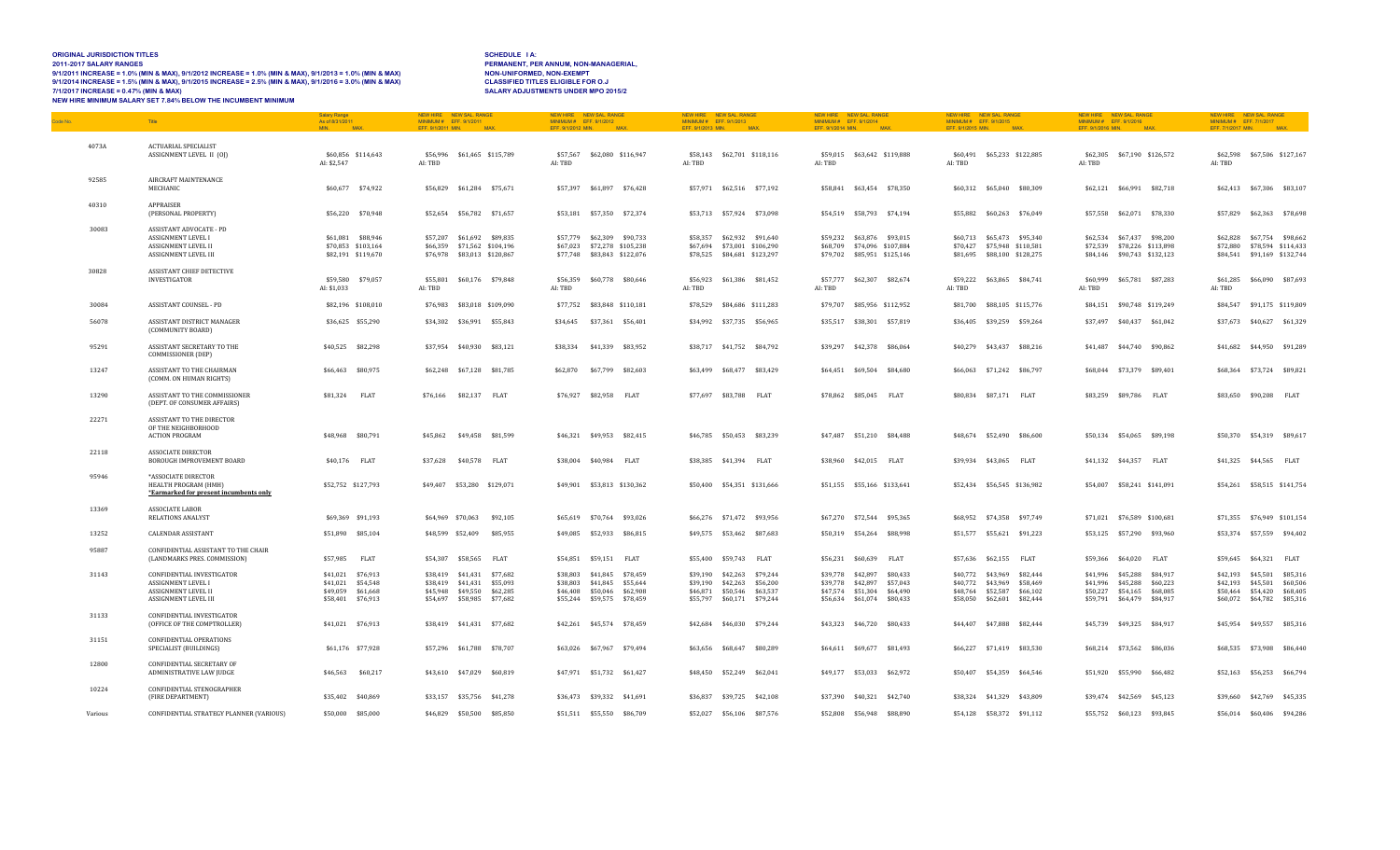**ORIGINAL JURISDICTION TITLES**
**2011-2017 SALARY RANGES**
**9/1/2011 INCREASE = 1.0% (MIN & MAX), 9/1/2012 INCREASE = 1.0% (MIN & MAX), 9/1/2013 = 1.0% (MIN & MAX)**
**9/1/2014 INCREASE = 1.5% (MIN & MAX), 9/1/2015 INCREASE = 2.5% (MIN & MAX), 9/1/2016 = 3.0% (MIN & MAX)**
**7/1/2017 INCREASE = 0.47% (MIN & MAX)**
**NEW HIRE MINIMUM SALARY SET 7.84% BELOW THE INCUMBENT MINIMUM**

**SCHEDULE I A:**
**PERMANENT, PER ANNUM, NON-MANAGERIAL,**
**NON-UNIFORMED, NON-EXEMPT**
**CLASSIFIED TITLES ELIGIBLE FOR O.J**
**SALARY ADJUSTMENTS UNDER MPO 2015/2**

| Code No. | Title | Salary Range As of 8/31/2011 MIN. | MAX. | NEW HIRE MINIMUM # EFF. 9/1/2011 MIN. | NEW SAL. RANGE EFF. 9/1/2011 MIN. | MAX. | NEW HIRE MINIMUM # EFF. 9/1/2012 MIN. | NEW SAL. RANGE EFF. 9/1/2012 MIN. | MAX. | NEW HIRE MINIMUM # EFF. 9/1/2013 MIN. | NEW SAL. RANGE EFF. 9/1/2013 MIN. | MAX. | NEW HIRE MINIMUM # EFF. 9/1/2014 MIN. | NEW SAL. RANGE EFF. 9/1/2014 MIN. | MAX. | NEW HIRE MINIMUM # EFF. 9/1/2015 MIN. | NEW SAL. RANGE EFF. 9/1/2015 MIN. | MAX. | NEW HIRE MINIMUM # EFF. 9/1/2016 MIN. | NEW SAL. RANGE EFF. 9/1/2016 MIN. | MAX. | NEW HIRE MINIMUM # EFF. 7/1/2017 MIN. | NEW SAL. RANGE EFF. 7/1/2017 MIN. | MAX. |
|---|---|---|---|---|---|---|---|---|---|---|---|---|---|---|---|---|---|---|---|---|---|---|---|---|
| 4073A | ACTUARIAL SPECIALIST ASSIGNMENT LEVEL II (OJ) | $60,856 | $114,643 | $56,996 | $61,465 | $115,789 | $57,567 | $62,080 | $116,947 | $58,143 | $62,701 | $118,116 | $59,015 | $63,642 | $119,888 | $60,491 | $65,233 | $122,885 | $62,305 | $67,190 | $126,572 | $62,598 | $67,506 | $127,167 |
| | AI: | $2,547 | | AI: TBD | | | AI: TBD | | | AI: TBD | | | AI: TBD | | | AI: TBD | | | AI: TBD | | | AI: TBD | | |
| 92585 | AIRCRAFT MAINTENANCE MECHANIC | $60,677 | $74,922 | $56,829 | $61,284 | $75,671 | $57,397 | $61,897 | $76,428 | $57,971 | $62,516 | $77,192 | $58,841 | $63,454 | $78,350 | $60,312 | $65,040 | $80,309 | $62,121 | $66,991 | $82,718 | $62,413 | $67,306 | $83,107 |
| 40310 | APPRAISER (PERSONAL PROPERTY) | $56,220 | $70,948 | $52,654 | $56,782 | $71,657 | $53,181 | $57,350 | $72,374 | $53,713 | $57,924 | $73,098 | $54,519 | $58,793 | $74,194 | $55,882 | $60,263 | $76,049 | $57,558 | $62,071 | $78,330 | $57,829 | $62,363 | $78,698 |
| 30083 | ASSISTANT ADVOCATE - PD ASSIGNMENT LEVEL I | $61,081 | $88,946 | $57,207 | $61,692 | $89,835 | $57,779 | $62,309 | $90,733 | $58,357 | $62,932 | $91,640 | $59,232 | $63,876 | $93,015 | $60,713 | $65,473 | $95,340 | $62,534 | $67,437 | $98,200 | $62,828 | $67,754 | $98,662 |
| | ASSIGNMENT LEVEL II | $70,853 | $103,164 | $66,359 | $71,562 | $104,196 | $67,023 | $72,278 | $105,238 | $67,694 | $73,001 | $106,290 | $68,709 | $74,096 | $107,884 | $70,427 | $75,948 | $110,581 | $72,539 | $78,226 | $113,898 | $72,880 | $78,594 | $114,433 |
| | ASSIGNMENT LEVEL III | $82,191 | $119,670 | $76,978 | $83,013 | $120,867 | $77,748 | $83,843 | $122,076 | $78,525 | $84,681 | $123,297 | $79,702 | $85,951 | $125,146 | $81,695 | $88,100 | $128,275 | $84,146 | $90,743 | $132,123 | $84,541 | $91,169 | $132,744 |
| 30828 | ASSISTANT CHIEF DETECTIVE INVESTIGATOR | $59,580 | $79,057 | $55,801 | $60,176 | $79,848 | $56,359 | $60,778 | $80,646 | $56,923 | $61,386 | $81,452 | $57,777 | $62,307 | $82,674 | $59,222 | $63,865 | $84,741 | $60,999 | $65,781 | $87,283 | $61,285 | $66,090 | $87,693 |
| | AI: | $1,033 | | AI: TBD | | | AI: TBD | | | AI: TBD | | | AI: TBD | | | AI: TBD | | | AI: TBD | | | AI: TBD | | |
| 30084 | ASSISTANT COUNSEL - PD | $82,196 | $108,010 | $76,983 | $83,018 | $109,090 | $77,752 | $83,848 | $110,181 | $78,529 | $84,686 | $111,283 | $79,707 | $85,956 | $112,952 | $81,700 | $88,105 | $115,776 | $84,151 | $90,748 | $119,249 | $84,547 | $91,175 | $119,809 |
| 56078 | ASSISTANT DISTRICT MANAGER (COMMUNITY BOARD) | $36,625 | $55,290 | $34,302 | $36,991 | $55,843 | $34,645 | $37,361 | $56,401 | $34,992 | $37,735 | $56,965 | $35,517 | $38,301 | $57,819 | $36,405 | $39,259 | $59,264 | $37,497 | $40,437 | $61,042 | $37,673 | $40,627 | $61,329 |
| 95291 | ASSISTANT SECRETARY TO THE COMMISSIONER (DEP) | $40,525 | $82,298 | $37,954 | $40,930 | $83,121 | $38,334 | $41,339 | $83,952 | $38,717 | $41,752 | $84,792 | $39,297 | $42,378 | $86,064 | $40,279 | $43,437 | $88,216 | $41,487 | $44,740 | $90,862 | $41,682 | $44,950 | $91,289 |
| 13247 | ASSISTANT TO THE CHAIRMAN (COMM. ON HUMAN RIGHTS) | $66,463 | $80,975 | $62,248 | $67,128 | $81,785 | $62,870 | $67,799 | $82,603 | $63,499 | $68,477 | $83,429 | $64,451 | $69,504 | $84,680 | $66,063 | $71,242 | $86,797 | $68,044 | $73,379 | $89,401 | $68,364 | $73,724 | $89,821 |
| 13290 | ASSISTANT TO THE COMMISSIONER (DEPT. OF CONSUMER AFFAIRS) | $81,324 | FLAT | $76,166 | $82,137 | FLAT | $76,927 | $82,958 | FLAT | $77,697 | $83,788 | FLAT | $78,862 | $85,045 | FLAT | $80,834 | $87,171 | FLAT | $83,259 | $89,786 | FLAT | $83,650 | $90,208 | FLAT |
| 22271 | ASSISTANT TO THE DIRECTOR OF THE NEIGHBORHOOD ACTION PROGRAM | $48,968 | $80,791 | $45,862 | $49,458 | $81,599 | $46,321 | $49,953 | $82,415 | $46,785 | $50,453 | $83,239 | $47,487 | $51,210 | $84,488 | $48,674 | $52,490 | $86,600 | $50,134 | $54,065 | $89,198 | $50,370 | $54,319 | $89,617 |
| 22118 | ASSOCIATE DIRECTOR BOROUGH IMPROVEMENT BOARD | $40,176 | FLAT | $37,628 | $40,578 | FLAT | $38,004 | $40,984 | FLAT | $38,385 | $41,394 | FLAT | $38,960 | $42,015 | FLAT | $39,934 | $43,065 | FLAT | $41,132 | $44,357 | FLAT | $41,325 | $44,565 | FLAT |
| 95946 | *ASSOCIATE DIRECTOR HEALTH PROGRAM (HHH) **\*Earmarked for present incumbents only** | $52,752 | $127,793 | $49,407 | $53,280 | $129,071 | $49,901 | $53,813 | $130,362 | $50,400 | $54,351 | $131,666 | $51,155 | $55,166 | $133,641 | $52,434 | $56,545 | $136,982 | $54,007 | $58,241 | $141,091 | $54,261 | $58,515 | $141,754 |
| 13369 | ASSOCIATE LABOR RELATIONS ANALYST | $69,369 | $91,193 | $64,969 | $70,063 | $92,105 | $65,619 | $70,764 | $93,026 | $66,276 | $71,472 | $93,956 | $67,270 | $72,544 | $95,365 | $68,952 | $74,358 | $97,749 | $71,021 | $76,589 | $100,681 | $71,355 | $76,949 | $101,154 |
| 13252 | CALENDAR ASSISTANT | $51,890 | $85,104 | $48,599 | $52,409 | $85,955 | $49,085 | $52,933 | $86,815 | $49,575 | $53,462 | $87,683 | $50,319 | $54,264 | $88,998 | $51,577 | $55,621 | $91,223 | $53,125 | $57,290 | $93,960 | $53,374 | $57,559 | $94,402 |
| 95887 | CONFIDENTIAL ASSISTANT TO THE CHAIR (LANDMARKS PRES. COMMISSION) | $57,985 | FLAT | $54,307 | $58,565 | FLAT | $54,851 | $59,151 | FLAT | $55,400 | $59,743 | FLAT | $56,231 | $60,639 | FLAT | $57,636 | $62,155 | FLAT | $59,366 | $64,020 | FLAT | $59,645 | $64,321 | FLAT |
| 31143 | CONFIDENTIAL INVESTIGATOR | $41,021 | $76,913 | $38,419 | $41,431 | $77,682 | $38,803 | $41,845 | $78,459 | $39,190 | $42,263 | $79,244 | $39,778 | $42,897 | $80,433 | $40,772 | $43,969 | $82,444 | $41,996 | $45,288 | $84,917 | $42,193 | $45,501 | $85,316 |
| | ASSIGNMENT LEVEL I | $41,021 | $54,548 | $38,419 | $41,431 | $55,093 | $38,803 | $41,845 | $55,644 | $39,190 | $42,263 | $56,200 | $39,778 | $42,897 | $57,043 | $40,772 | $43,969 | $58,469 | $41,996 | $45,288 | $60,223 | $42,193 | $45,501 | $60,506 |
| | ASSIGNMENT LEVEL II | $49,059 | $61,668 | $45,948 | $49,550 | $62,285 | $46,408 | $50,046 | $62,908 | $46,871 | $50,546 | $63,537 | $47,574 | $51,304 | $64,490 | $48,764 | $52,587 | $66,102 | $50,227 | $54,165 | $68,085 | $50,464 | $54,420 | $68,405 |
| | ASSIGNMENT LEVEL III | $58,401 | $76,913 | $54,697 | $58,985 | $77,682 | $55,244 | $59,575 | $78,459 | $55,797 | $60,171 | $79,244 | $56,634 | $61,074 | $80,433 | $58,050 | $62,601 | $82,444 | $59,791 | $64,479 | $84,917 | $60,072 | $64,782 | $85,316 |
| 31133 | CONFIDENTIAL INVESTIGATOR (OFFICE OF THE COMPTROLLER) | $41,021 | $76,913 | $38,419 | $41,431 | $77,682 | $42,261 | $45,574 | $78,459 | $42,684 | $46,030 | $79,244 | $43,323 | $46,720 | $80,433 | $44,407 | $47,888 | $82,444 | $45,739 | $49,325 | $84,917 | $45,954 | $49,557 | $85,316 |
| 31151 | CONFIDENTIAL OPERATIONS SPECIALIST (BUILDINGS) | $61,176 | $77,928 | $57,296 | $61,788 | $78,707 | $63,026 | $67,967 | $79,494 | $63,656 | $68,647 | $80,289 | $64,611 | $69,677 | $81,493 | $66,227 | $71,419 | $83,530 | $68,214 | $73,562 | $86,036 | $68,535 | $73,908 | $86,440 |
| 12800 | CONFIDENTIAL SECRETARY OF ADMINISTRATIVE LAW JUDGE | $46,563 | $60,217 | $43,610 | $47,029 | $60,819 | $47,971 | $51,732 | $61,427 | $48,450 | $52,249 | $62,041 | $49,177 | $53,033 | $62,972 | $50,407 | $54,359 | $64,546 | $51,920 | $55,990 | $66,482 | $52,163 | $56,253 | $66,794 |
| 10224 | CONFIDENTIAL STENOGRAPHER (FIRE DEPARTMENT) | $35,402 | $40,869 | $33,157 | $35,756 | $41,278 | $36,473 | $39,332 | $41,691 | $36,837 | $39,725 | $42,108 | $37,390 | $40,321 | $42,740 | $38,324 | $41,329 | $43,809 | $39,474 | $42,569 | $45,123 | $39,660 | $42,769 | $45,335 |
| Various | CONFIDENTIAL STRATEGY PLANNER (VARIOUS) | $50,000 | $85,000 | $46,829 | $50,500 | $85,850 | $51,511 | $55,550 | $86,709 | $52,027 | $56,106 | $87,576 | $52,808 | $56,948 | $88,890 | $54,128 | $58,372 | $91,112 | $55,752 | $60,123 | $93,845 | $56,014 | $60,406 | $94,286 |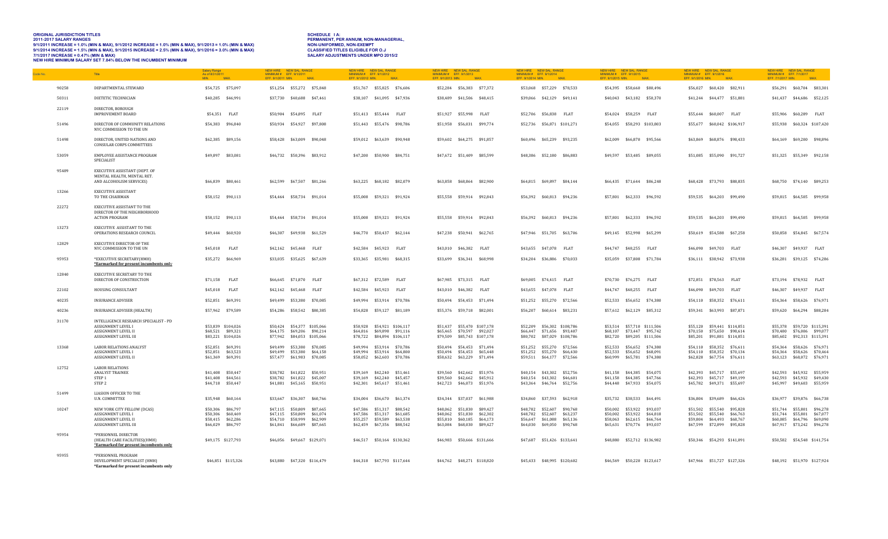**ORIGINAL JURISDICTION TITLES**
**2011-2017 SALARY RANGES**
**9/1/2011 INCREASE = 1.0% (MIN & MAX), 9/1/2012 INCREASE = 1.0% (MIN & MAX), 9/1/2013 = 1.0% (MIN & MAX)**
**9/1/2014 INCREASE = 1.5% (MIN & MAX), 9/1/2015 INCREASE = 2.5% (MIN & MAX), 9/1/2016 = 3.0% (MIN & MAX)**
**7/1/2017 INCREASE = 0.47% (MIN & MAX)**
**NEW HIRE MINIMUM SALARY SET 7.84% BELOW THE INCUMBENT MINIMUM**

**SCHEDULE I A:**
**PERMANENT, PER ANNUM, NON-MANAGERIAL,**
**NON-UNIFORMED, NON-EXEMPT**
**CLASSIFIED TITLES ELIGIBLE FOR O.J**
**SALARY ADJUSTMENTS UNDER MPO 2015/2**

| Code No. | Title | Salary Range As of 8/31/2011 MIN. | MAX. | NEW HIRE MINIMUM # EFF. 9/1/2011 MIN. | NEW SAL. RANGE EFF. 9/1/2011 MIN. | MAX. | NEW HIRE MINIMUM # EFF. 9/1/2012 MIN. | NEW SAL. RANGE EFF. 9/1/2012 MIN. | MAX. | NEW HIRE MINIMUM # EFF. 9/1/2013 MIN. | NEW SAL. RANGE EFF. 9/1/2013 MIN. | MAX. | NEW HIRE MINIMUM # EFF. 9/1/2014 MIN. | NEW SAL. RANGE EFF. 9/1/2014 MIN. | MAX. | NEW HIRE MINIMUM # EFF. 9/1/2015 MIN. | NEW SAL. RANGE EFF. 9/1/2015 MIN. | MAX. | NEW HIRE MINIMUM # EFF. 9/1/2016 MIN. | NEW SAL. RANGE EFF. 9/1/2016 MIN. | MAX. | NEW HIRE MINIMUM # EFF. 7/1/2017 MIN. | NEW SAL. RANGE EFF. 7/1/2017 MIN. | MAX. |
|---|---|---|---|---|---|---|---|---|---|---|---|---|---|---|---|---|---|---|---|---|---|---|---|---|
| 90258 | DEPARTMENTAL STEWARD | $54,725 | $75,097 | $51,254 | $55,272 | $75,848 | $51,767 | $55,825 | $76,606 | $52,284 | $56,383 | $77,372 | $53,068 | $57,229 | $78,533 | $54,395 | $58,660 | $80,496 | $56,027 | $60,420 | $82,911 | $56,291 | $60,704 | $83,301 |
| 50311 | DIETETIC TECHNICIAN | $40,285 | $46,991 | $37,730 | $40,688 | $47,461 | $38,107 | $41,095 | $47,936 | $38,489 | $41,506 | $48,415 | $39,066 | $42,129 | $49,141 | $40,043 | $43,182 | $50,370 | $41,244 | $44,477 | $51,881 | $41,437 | $44,686 | $52,125 |
| 22119 | DIRECTOR, BOROUGH IMPROVEMENT BOARD | $54,351 | FLAT | $50,904 | $54,895 | FLAT | $51,413 | $55,444 | FLAT | $51,927 | $55,998 | FLAT | $52,706 | $56,838 | FLAT | $54,024 | $58,259 | FLAT | $55,644 | $60,007 | FLAT | $55,906 | $60,289 | FLAT |
| 51496 | DIRECTOR OF COMMUNITY RELATIONS NYC COMMISSION TO THE UN | $54,383 | $96,840 | $50,934 | $54,927 | $97,808 | $51,443 | $55,476 | $98,786 | $51,958 | $56,031 | $99,774 | $52,736 | $56,871 | $101,271 | $54,055 | $58,293 | $103,803 | $55,677 | $60,042 | $106,917 | $55,938 | $60,324 | $107,420 |
| 51498 | DIRECTOR, UNITED NATIONS AND CONSULAR CORPS COMMITTEES | $62,385 | $89,156 | $58,428 | $63,009 | $90,048 | $59,012 | $63,639 | $90,948 | $59,602 | $64,275 | $91,857 | $60,496 | $65,239 | $93,235 | $62,009 | $66,870 | $95,566 | $63,869 | $68,876 | $98,433 | $64,169 | $69,200 | $98,896 |
| 53059 | EMPLOYEE ASSISTANCE PROGRAM SPECIALIST | $49,897 | $83,081 | $46,732 | $50,396 | $83,912 | $47,200 | $50,900 | $84,751 | $47,672 | $51,409 | $85,599 | $48,386 | $52,180 | $86,883 | $49,597 | $53,485 | $89,055 | $51,085 | $55,090 | $91,727 | $51,325 | $55,349 | $92,158 |
| 95489 | EXECUTIVE ASSISTANT (DEPT. OF MENTAL HEALTH, MENTAL RET. AND ALCOHOLISM SERVICES) | $66,839 | $80,461 | $62,599 | $67,507 | $81,266 | $63,225 | $68,182 | $82,079 | $63,858 | $68,864 | $82,900 | $64,815 | $69,897 | $84,144 | $66,435 | $71,644 | $86,248 | $68,428 | $73,793 | $88,835 | $68,750 | $74,140 | $89,253 |
| 13266 | EXECUTIVE ASSISTANT TO THE CHAIRMAN | $58,152 | $90,113 | $54,464 | $58,734 | $91,014 | $55,008 | $59,321 | $91,924 | $55,558 | $59,914 | $92,843 | $56,392 | $60,813 | $94,236 | $57,801 | $62,333 | $96,592 | $59,535 | $64,203 | $99,490 | $59,815 | $64,505 | $99,958 |
| 22272 | EXECUTIVE ASSISTANT TO THE DIRECTOR OF THE NEIGHBORHOOD ACTION PROGRAM | $58,152 | $90,113 | $54,464 | $58,734 | $91,014 | $55,008 | $59,321 | $91,924 | $55,558 | $59,914 | $92,843 | $56,392 | $60,813 | $94,236 | $57,801 | $62,333 | $96,592 | $59,535 | $64,203 | $99,490 | $59,815 | $64,505 | $99,958 |
| 13273 | EXECUTIVE ASSISTANT TO THE OPERATIONS RESEARCH COUNCIL | $49,444 | $60,920 | $46,307 | $49,938 | $61,529 | $46,770 | $50,437 | $62,144 | $47,238 | $50,941 | $62,765 | $47,946 | $51,705 | $63,706 | $49,145 | $52,998 | $65,299 | $50,619 | $54,588 | $67,258 | $50,858 | $54,845 | $67,574 |
| 12829 | EXECUTIVE DIRECTOR OF THE NYC COMMISSION TO THE UN | $45,018 | FLAT | $42,162 | $45,468 | FLAT | $42,584 | $45,923 | FLAT | $43,010 | $46,382 | FLAT | $43,655 | $47,078 | FLAT | $44,747 | $48,255 | FLAT | $46,090 | $49,703 | FLAT | $46,307 | $49,937 | FLAT |
| 95953 | *EXECUTIVE SECRETARY(HMH) ***Earmarked for present incumbents only*** | $35,272 | $66,969 | $33,035 | $35,625 | $67,639 | $33,365 | $35,981 | $68,315 | $33,699 | $36,341 | $68,998 | $34,204 | $36,886 | $70,033 | $35,059 | $37,808 | $71,784 | $36,111 | $38,942 | $73,938 | $36,281 | $39,125 | $74,286 |
| 12840 | EXECUTIVE SECRETARY TO THE DIRECTOR OF CONSTRUCTION | $71,158 | FLAT | $66,645 | $71,870 | FLAT | $67,312 | $72,589 | FLAT | $67,985 | $73,315 | FLAT | $69,005 | $74,415 | FLAT | $70,730 | $76,275 | FLAT | $72,851 | $78,563 | FLAT | $73,194 | $78,932 | FLAT |
| 22102 | HOUSING CONSULTANT | $45,018 | FLAT | $42,162 | $45,468 | FLAT | $42,584 | $45,923 | FLAT | $43,010 | $46,382 | FLAT | $43,655 | $47,078 | FLAT | $44,747 | $48,255 | FLAT | $46,090 | $49,703 | FLAT | $46,307 | $49,937 | FLAT |
| 40235 | INSURANCE ADVISER | $52,851 | $69,391 | $49,499 | $53,380 | $70,085 | $49,994 | $53,914 | $70,786 | $50,494 | $54,453 | $71,494 | $51,252 | $55,270 | $72,566 | $52,533 | $56,652 | $74,380 | $54,110 | $58,352 | $76,611 | $54,364 | $58,626 | $76,971 |
| 40236 | INSURANCE ADVISER (HEALTH) | $57,962 | $79,589 | $54,286 | $58,542 | $80,385 | $54,828 | $59,127 | $81,189 | $55,376 | $59,718 | $82,001 | $56,207 | $60,614 | $83,231 | $57,612 | $62,129 | $85,312 | $59,341 | $63,993 | $87,871 | $59,620 | $64,294 | $88,284 |
| 31170 | INTELLIGENCE RESEARCH SPECIALIST - PD | | | | | | | | | | | | | | | | | | | | | | | |
| | ASSIGNMENT LEVEL I | $53,839 | $104,026 | $50,424 | $54,377 | $105,066 | $50,928 | $54,921 | $106,117 | $51,437 | $55,470 | $107,178 | $52,209 | $56,302 | $108,786 | $53,514 | $57,710 | $111,506 | $55,120 | $59,441 | $114,851 | $55,378 | $59,720 | $115,391 |
| | ASSIGNMENT LEVEL II | $68,521 | $89,321 | $64,175 | $69,206 | $90,214 | $64,816 | $69,898 | $91,116 | $65,465 | $70,597 | $92,027 | $66,447 | $71,656 | $93,407 | $68,107 | $73,447 | $95,742 | $70,150 | $75,650 | $98,614 | $70,480 | $76,006 | $99,077 |
| | ASSIGNMENT LEVEL III | $83,221 | $104,026 | $77,942 | $84,053 | $105,066 | $78,722 | $84,894 | $106,117 | $79,509 | $85,743 | $107,178 | $80,702 | $87,029 | $108,786 | $82,720 | $89,205 | $111,506 | $85,201 | $91,881 | $114,851 | $85,602 | $92,313 | $115,391 |
| 13368 | LABOR RELATIONS ANALYST | $52,851 | $69,391 | $49,499 | $53,380 | $70,085 | $49,994 | $53,914 | $70,786 | $50,494 | $54,453 | $71,494 | $51,252 | $55,270 | $72,566 | $52,533 | $56,652 | $74,380 | $54,110 | $58,352 | $76,611 | $54,364 | $58,626 | $76,971 |
| | ASSIGNMENT LEVEL I | $52,851 | $63,523 | $49,499 | $53,380 | $64,158 | $49,994 | $53,914 | $64,800 | $50,494 | $54,453 | $65,448 | $51,252 | $55,270 | $66,430 | $52,533 | $56,652 | $68,091 | $54,110 | $58,352 | $70,134 | $54,364 | $58,626 | $70,464 |
| | ASSIGNMENT LEVEL II | $61,369 | $69,391 | $57,477 | $61,983 | $70,085 | $58,052 | $62,603 | $70,786 | $58,632 | $63,229 | $71,494 | $59,511 | $64,177 | $72,566 | $60,999 | $65,781 | $74,380 | $62,828 | $67,754 | $76,611 | $63,123 | $68,072 | $76,971 |
| 12752 | LABOR RELATIONS ANALYST TRAINEE | $41,408 | $50,447 | $38,782 | $41,822 | $50,951 | $39,169 | $42,240 | $51,461 | $39,560 | $42,662 | $51,976 | $40,154 | $43,302 | $52,756 | $41,158 | $44,385 | $54,075 | $42,393 | $45,717 | $55,697 | $42,593 | $45,932 | $55,959 |
| | STEP 1 | $41,408 | $44,561 | $38,782 | $41,822 | $45,007 | $39,169 | $42,240 | $45,457 | $39,560 | $42,662 | $45,912 | $40,154 | $43,302 | $46,601 | $41,158 | $44,385 | $47,766 | $42,393 | $45,717 | $49,199 | $42,593 | $45,932 | $49,430 |
| | STEP 2 | $44,718 | $50,447 | $41,881 | $45,165 | $50,951 | $42,301 | $45,617 | $51,461 | $42,723 | $46,073 | $51,976 | $43,364 | $46,764 | $52,756 | $44,448 | $47,933 | $54,075 | $45,782 | $49,371 | $55,697 | $45,997 | $49,603 | $55,959 |
| 51499 | LIASION OFFICER TO THE U.N. COMMITTEE | $35,948 | $60,164 | $33,667 | $36,307 | $60,766 | $34,004 | $36,670 | $61,374 | $34,344 | $37,037 | $61,988 | $34,860 | $37,593 | $62,918 | $35,732 | $38,533 | $64,491 | $36,804 | $39,689 | $66,426 | $36,977 | $39,876 | $66,738 |
| 10247 | NEW YORK CITY FELLOW (DCAS) | $50,306 | $86,797 | $47,115 | $50,809 | $87,665 | $47,586 | $51,317 | $88,542 | $48,062 | $51,830 | $89,427 | $48,782 | $52,607 | $90,768 | $50,002 | $53,922 | $93,037 | $51,502 | $55,540 | $95,828 | $51,744 | $55,801 | $96,278 |
| | ASSIGNMENT LEVEL I | $50,306 | $60,469 | $47,115 | $50,809 | $61,074 | $47,586 | $51,317 | $61,685 | $48,062 | $51,830 | $62,302 | $48,782 | $52,607 | $63,237 | $50,002 | $53,922 | $64,818 | $51,502 | $55,540 | $66,763 | $51,744 | $55,801 | $67,077 |
| | ASSIGNMENT LEVEL II | $58,415 | $62,286 | $54,710 | $58,999 | $62,909 | $55,257 | $59,589 | $63,538 | $55,810 | $60,185 | $64,173 | $56,647 | $61,088 | $65,136 | $58,063 | $62,615 | $66,764 | $59,804 | $64,493 | $68,767 | $60,085 | $64,796 | $69,090 |
| | ASSIGNMENT LEVEL III | $66,029 | $86,797 | $61,841 | $66,689 | $87,665 | $62,459 | $67,356 | $88,542 | $63,084 | $68,030 | $89,427 | $64,030 | $69,050 | $90,768 | $65,631 | $70,776 | $93,037 | $67,599 | $72,899 | $95,828 | $67,917 | $73,242 | $96,278 |
| 95954 | *PERSONNEL DIRECTOR (HEALTH CARE FACILITIES)(HMH) ***Earmarked for present incumbents only*** | $49,175 | $127,793 | $46,056 | $49,667 | $129,071 | $46,517 | $50,164 | $130,362 | $46,983 | $50,666 | $131,666 | $47,687 | $51,426 | $133,641 | $48,880 | $52,712 | $136,982 | $50,346 | $54,293 | $141,091 | $50,582 | $54,548 | $141,754 |
| 95955 | *PERSONNEL PROGRAM DEVELOPMENT SPECIALIST (HMH) ***Earmarked for present incumbents only*** | $46,851 | $115,326 | $43,880 | $47,320 | $116,479 | $44,318 | $47,793 | $117,644 | $44,762 | $48,271 | $118,820 | $45,433 | $48,995 | $120,602 | $46,569 | $50,220 | $123,617 | $47,966 | $51,727 | $127,326 | $48,192 | $51,970 | $127,924 |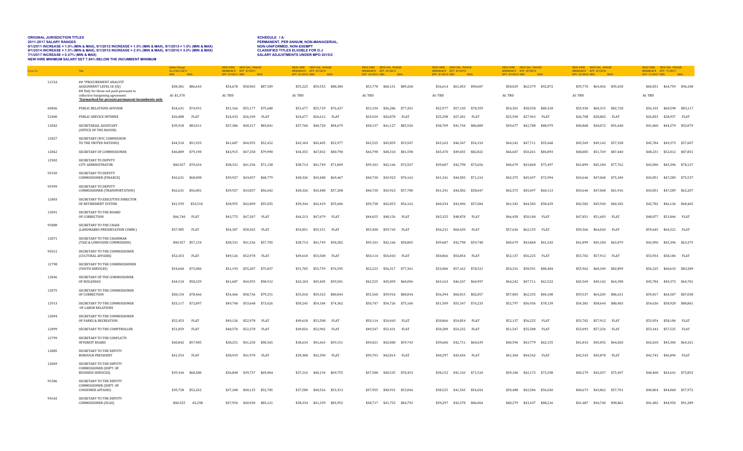**ORIGINAL JURISDICTION TITLES**
**2011-2017 SALARY RANGES**
**9/1/2011 INCREASE = 1.0% (MIN & MAX), 9/1/2012 INCREASE = 1.0% (MIN & MAX), 9/1/2013 = 1.0% (MIN & MAX)**
**9/1/2014 INCREASE = 1.5% (MIN & MAX), 9/1/2015 INCREASE = 2.5% (MIN & MAX), 9/1/2016 = 3.0% (MIN & MAX)**
**7/1/2017 INCREASE = 0.47% (MIN & MAX)**
**NEW HIRE MINIMUM SALARY SET 7.84% BELOW THE INCUMBENT MINIMUM**

**SCHEDULE I A:**
**PERMANENT, PER ANNUM, NON-MANAGERIAL,**
**NON-UNIFORMED, NON-EXEMPT**
**CLASSIFIED TITLES ELIGIBLE FOR O.J**
**SALARY ADJUSTMENTS UNDER MPO 2015/2**

| Code No. | Title | Salary Range As of 8/31/2011 MIN. | MAX. | NEW HIRE MINIMUM # EFF. 9/1/2011 | NEW SAL. RANGE EFF. 9/1/2011 MIN. | MAX. | NEW HIRE MINIMUM # EFF. 9/1/2012 | NEW SAL. RANGE EFF. 9/1/2012 MIN. | MAX. | NEW HIRE MINIMUM # EFF. 9/1/2013 | NEW SAL. RANGE EFF. 9/1/2013 MIN. | MAX. | NEW HIRE MINIMUM # EFF. 9/1/2014 | NEW SAL. RANGE EFF. 9/1/2014 MIN. | MAX. | NEW HIRE MINIMUM # EFF. 9/1/2015 | NEW SAL. RANGE EFF. 9/1/2015 MIN. | MAX. | NEW HIRE MINIMUM # EFF. 9/1/2016 | NEW SAL. RANGE EFF. 9/1/2016 MIN. | MAX. | NEW HIRE MINIMUM # EFF. 7/1/2017 | NEW SAL. RANGE EFF. 7/1/2017 MIN. | MAX. |
|---|---|---|---|---|---|---|---|---|---|---|---|---|---|---|---|---|---|---|---|---|---|---|---|---|---|
| 1215A | ## *PROCUREMENT ANALYST ASSIGNMENT LEVEL III (OJ) ## Only for those not paid pursuant to collective bargaining agreement **<u>*Earmarked for present permanent incumbents only</u>** | $58,381 AI: $1,378 | $86,643 | $54,678 AI: TBD | $58,965 | $87,509 | $55,225 AI: TBD | $59,555 | $88,384 | $55,778 AI: TBD | $60,151 | $89,268 | $56,614 AI: TBD | $61,053 | $90,607 | $58,029 AI: TBD | $62,579 | $92,872 | $59,770 AI: TBD | $64,456 | $95,658 | $60,051 AI: TBD | $64,759 | $96,108 |
| 60836 | PUBLIC RELATIONS ADVISOR | $54,631 | $74,931 | $51,166 | $55,177 | $75,680 | $51,677 | $55,729 | $76,437 | $52,194 | $56,286 | $77,201 | $52,977 | $57,130 | $78,359 | $54,301 | $58,558 | $80,318 | $55,930 | $60,315 | $82,728 | $56,193 | $60,598 | $83,117 |
| 52400 | PUBLIC SERVICE INTERNE | $26,088 | FLAT | $24,433 | $26,349 | FLAT | $24,677 | $26,612 | FLAT | $24,924 | $26,878 | FLAT | $25,298 | $27,281 | FLAT | $25,930 | $27,963 | FLAT | $26,708 | $28,802 | FLAT | $26,833 | $28,937 | FLAT |
| 12842 | SECRETARIAL ASSISTANT (OFFICE OF THE MAYOR) | $39,918 | $83,011 | $37,386 | $40,317 | $83,841 | $37,760 | $40,720 | $84,679 | $38,137 | $41,127 | $85,526 | $38,709 | $41,744 | $86,809 | $39,677 | $42,788 | $88,979 | $40,868 | $44,072 | $91,648 | $41,060 | $44,279 | $92,079 |
| 12827 | SECRETARY (NYC COMMISSION TO THE UNITED NATIONS) | $44,510 | $51,933 | $41,687 | $44,955 | $52,452 | $42,104 | $45,405 | $52,977 | $42,525 | $45,859 | $53,507 | $43,163 | $46,547 | $54,310 | $44,242 | $47,711 | $55,668 | $45,569 | $49,142 | $57,338 | $45,784 | $49,373 | $57,607 |
| 12862 | SECRETARY OF COMMISSIONER | $46,889 | $79,198 | $43,915 | $47,358 | $79,990 | $44,355 | $47,832 | $80,790 | $44,798 | $48,310 | $81,598 | $45,470 | $49,035 | $82,822 | $46,607 | $50,261 | $84,893 | $48,005 | $51,769 | $87,440 | $48,231 | $52,012 | $87,851 |
| 12902 | SECRETARY TO DEPUTY CITY ADMINISTRATOR | $40,927 | $70,434 | $38,331 | $41,336 | $71,138 | $38,714 | $41,749 | $71,849 | $39,101 | $42,166 | $72,567 | $39,687 | $42,798 | $73,656 | $40,679 | $43,868 | $75,497 | $41,899 | $45,184 | $77,762 | $42,096 | $45,396 | $78,127 |
| 95350 | SECRETARY TO DEPUTY COMMISSIONER (FINANCE) | $42,631 | $68,098 | $39,927 | $43,057 | $68,779 | $40,326 | $43,488 | $69,467 | $40,730 | $43,923 | $70,162 | $41,341 | $44,582 | $71,214 | $42,375 | $45,697 | $72,994 | $43,646 | $47,068 | $75,184 | $43,851 | $47,289 | $75,537 |
| 95999 | SECRETARY TO DEPUTY COMMISSIONER (TRANSPORTATION) | $42,631 | $56,081 | $39,927 | $43,057 | $56,642 | $40,326 | $43,488 | $57,208 | $40,730 | $43,923 | $57,780 | $41,341 | $44,582 | $58,647 | $42,375 | $45,697 | $60,113 | $43,646 | $47,068 | $61,916 | $43,851 | $47,289 | $62,207 |
| 12803 | SECRETARY TO EXECUTIVE DIRECTOR OF RETIREMENT SYSTEM | $41,593 | $54,510 | $38,955 | $42,009 | $55,055 | $39,344 | $42,429 | $55,606 | $39,738 | $42,853 | $56,162 | $40,334 | $43,496 | $57,004 | $41,342 | $44,583 | $58,429 | $42,582 | $45,920 | $60,182 | $42,782 | $46,136 | $60,465 |
| 12891 | SECRETARY TO THE BOARD OF CORRECTION | $46,740 | FLAT | $43,775 | $47,207 | FLAT | $44,213 | $47,679 | FLAT | $44,655 | $48,156 | FLAT | $45,325 | $48,878 | FLAT | $46,458 | $50,100 | FLAT | $47,851 | $51,603 | FLAT | $48,077 | $51,846 | FLAT |
| 95888 | SECRETARY TO THE CHAIR (LANDMARKS PRESERVATION COMM.) | $57,985 | FLAT | $54,307 | $58,565 | FLAT | $54,851 | $59,151 | FLAT | $55,400 | $59,743 | FLAT | $56,231 | $60,639 | FLAT | $57,636 | $62,155 | FLAT | $59,366 | $64,020 | FLAT | $59,645 | $64,321 | FLAT |
| 12871 | SECRETARY TO THE CHAIRMAN (TAXI & LIMOUSINE COMMISSION) | $40,927 | $57,134 | $38,331 | $41,336 | $57,705 | $38,714 | $41,749 | $58,282 | $39,101 | $42,166 | $58,865 | $39,687 | $42,798 | $59,748 | $40,679 | $43,868 | $61,242 | $41,899 | $45,184 | $63,079 | $42,096 | $45,396 | $63,375 |
| 95012 | SECRETARY TO THE COMMISSIONER (CULTURAL AFFAIRS) | $52,453 | FLAT | $49,126 | $52,978 | FLAT | $49,618 | $53,508 | FLAT | $50,114 | $54,043 | FLAT | $50,866 | $54,854 | FLAT | $52,137 | $56,225 | FLAT | $53,702 | $57,912 | FLAT | $53,954 | $58,184 | FLAT |
| 12798 | SECRETARY TO THE COMMNISSIONER (YOUTH SERVICES) | $54,660 | $75,086 | $51,193 | $55,207 | $75,837 | $51,705 | $55,759 | $76,595 | $52,223 | $56,317 | $77,361 | $53,006 | $57,162 | $78,521 | $54,331 | $58,591 | $80,484 | $55,962 | $60,349 | $82,899 | $56,225 | $60,633 | $83,289 |
| 12846 | SECRETARY OF THE COMMISSIONER OF BUILDINGS | $44,510 | $58,329 | $41,687 | $44,955 | $58,912 | $42,104 | $45,405 | $59,501 | $42,525 | $45,859 | $60,096 | $43,163 | $46,547 | $60,997 | $44,242 | $47,711 | $62,522 | $45,569 | $49,142 | $64,398 | $45,784 | $49,373 | $64,701 |
| 12875 | SECRETARY TO THE COMMISSIONER OF CORRECTION | $58,154 | $78,466 | $54,466 | $58,736 | $79,251 | $55,010 | $59,323 | $80,044 | $55,560 | $59,916 | $80,844 | $56,394 | $60,815 | $82,057 | $57,803 | $62,335 | $84,108 | $59,537 | $64,205 | $86,631 | $59,817 | $64,507 | $87,038 |
| 12913 | SECRETARY TO THE COMMISSIONER OF LABOR RELATIONS | $53,117 | $72,897 | $49,748 | $53,648 | $73,626 | $50,245 | $54,184 | $74,362 | $50,747 | $54,726 | $75,106 | $51,509 | $55,547 | $76,233 | $52,797 | $56,936 | $78,139 | $54,381 | $58,644 | $80,483 | $54,636 | $58,920 | $80,861 |
| 12894 | SECRETARY TO THE COMMISSIONER OF PARKS & RECREATION | $52,453 | FLAT | $49,126 | $52,978 | FLAT | $49,618 | $53,508 | FLAT | $50,114 | $54,043 | FLAT | $50,866 | $54,854 | FLAT | $52,137 | $56,225 | FLAT | $53,702 | $57,912 | FLAT | $53,954 | $58,184 | FLAT |
| 12899 | SECRETARY TO THE COMPTROLLER | $51,859 | FLAT | $48,570 | $52,378 | FLAT | $49,056 | $52,902 | FLAT | $49,547 | $53,431 | FLAT | $50,289 | $54,232 | FLAT | $51,547 | $55,588 | FLAT | $53,093 | $57,256 | FLAT | $53,343 | $57,525 | FLAT |
| 12799 | SECRETARY TO THE CONFLICTS INTEREST BOARD | $40,842 | $57,985 | $38,251 | $41,250 | $58,565 | $38,634 | $41,663 | $59,151 | $39,021 | $42,080 | $59,743 | $39,606 | $42,711 | $60,639 | $40,596 | $43,779 | $62,155 | $41,814 | $45,092 | $64,020 | $42,010 | $45,304 | $64,321 |
| 12885 | SECRETARY TO THE DEPUTY BOROUGH PRESIDENT | $41,554 | FLAT | $38,919 | $41,970 | FLAT | $39,308 | $42,390 | FLAT | $39,701 | $42,814 | FLAT | $40,297 | $43,456 | FLAT | $41,304 | $44,542 | FLAT | $42,543 | $45,878 | FLAT | $42,743 | $46,094 | FLAT |
| 12869 | SECRETARY TO THE DEPUTY COMMISSIONER (DEPT. OF BUSINESS SERVICES) | $39,344 | $68,380 | $36,848 | $39,737 | $69,064 | $37,216 | $40,134 | $69,755 | $37,588 | $40,535 | $70,453 | $38,152 | $41,143 | $71,510 | $39,106 | $42,172 | $73,298 | $40,279 | $43,437 | $75,497 | $40,468 | $43,641 | $75,852 |
| 95386 | SECRETARY TO THE DEPUTY COMMISSIONER (DEPT. OF CONSUMER AFFAIRS) | $39,728 | $52,262 | $37,208 | $40,125 | $52,785 | $37,580 | $40,526 | $53,313 | $37,955 | $40,931 | $53,846 | $38,525 | $41,545 | $54,654 | $39,488 | $42,584 | $56,020 | $40,673 | $43,862 | $57,701 | $40,864 | $44,068 | $57,972 |
| 95642 | SECRETARY TO THE DEPUTY COMMISSIONER (DCAS) | $40,525 | 82,298 | $37,954 | $40,930 | $83,121 | $38,334 | $41,339 | $83,952 | $38,717 | $41,752 | $84,792 | $39,297 | $42,378 | $86,064 | $40,279 | $43,437 | $88,216 | $41,487 | $44,740 | $90,862 | $41,682 | $44,950 | $91,289 |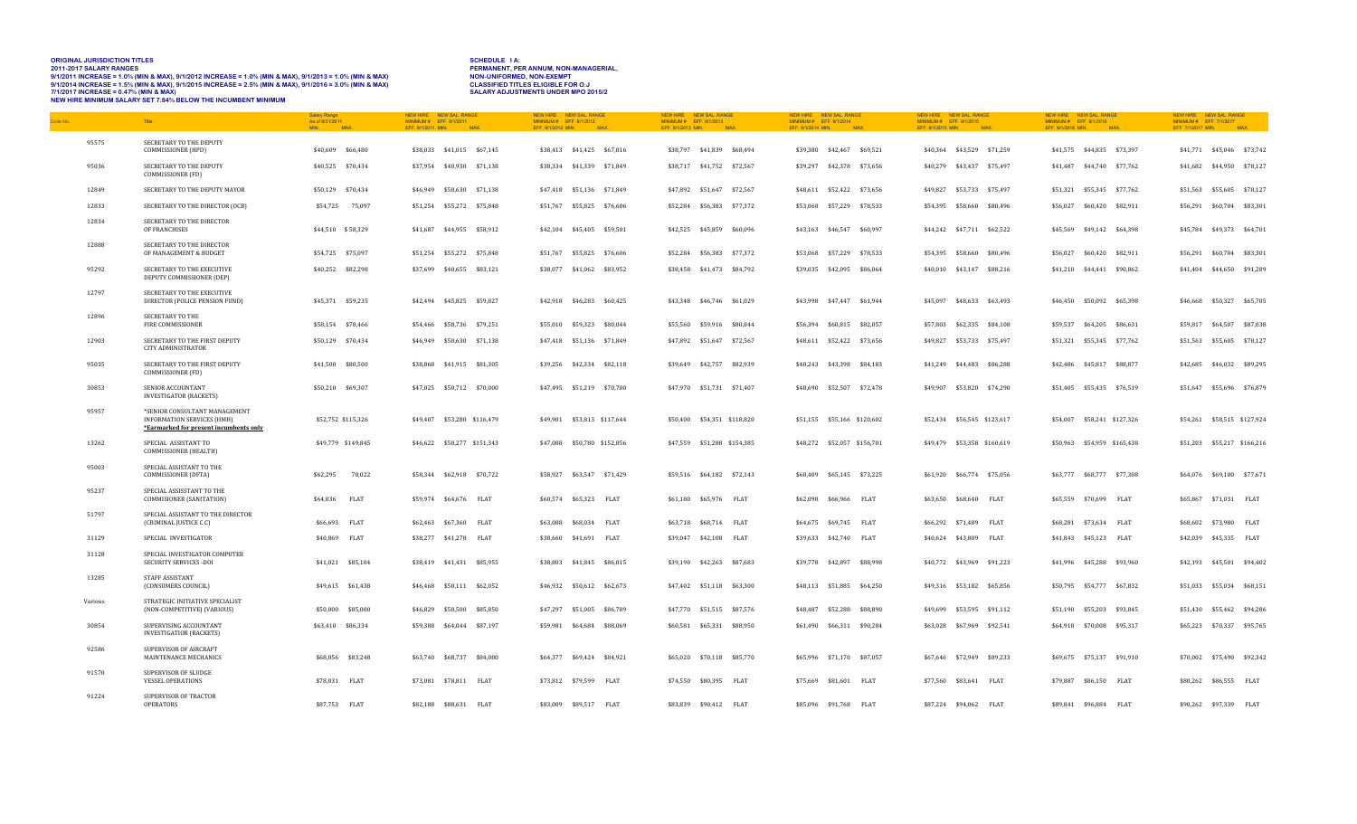**ORIGINAL JURISDICTION TITLES**
**2011-2017 SALARY RANGES**
**9/1/2011 INCREASE = 1.0% (MIN & MAX), 9/1/2012 INCREASE = 1.0% (MIN & MAX), 9/1/2013 = 1.0% (MIN & MAX)**
**9/1/2014 INCREASE = 1.5% (MIN & MAX), 9/1/2015 INCREASE = 2.5% (MIN & MAX), 9/1/2016 = 3.0% (MIN & MAX)**
**7/1/2017 INCREASE = 0.47% (MIN & MAX)**
**NEW HIRE MINIMUM SALARY SET 7.84% BELOW THE INCUMBENT MINIMUM**

**SCHEDULE I A:**
**PERMANENT, PER ANNUM, NON-MANAGERIAL,**
**NON-UNIFORMED, NON-EXEMPT**
**CLASSIFIED TITLES ELIGIBLE FOR O.J**
**SALARY ADJUSTMENTS UNDER MPO 2015/2**

| Code No. | Title | Salary Range As of 8/31/2011 MIN. | MAX. | NEW HIRE MINIMUM # EFF. 9/1/2011 | NEW SAL. RANGE EFF. 9/1/2011 MIN. | MAX. | NEW HIRE MINIMUM # EFF. 9/1/2012 | NEW SAL. RANGE EFF. 9/1/2012 MIN. | MAX. | NEW HIRE MINIMUM # EFF. 9/1/2013 | NEW SAL. RANGE EFF. 9/1/2013 MIN. | MAX. | NEW HIRE MINIMUM # EFF. 9/1/2014 | NEW SAL. RANGE EFF. 9/1/2014 MIN. | MAX. | NEW HIRE MINIMUM # EFF. 9/1/2015 | NEW SAL. RANGE EFF. 9/1/2015 MIN. | MAX. | NEW HIRE MINIMUM # EFF. 9/1/2016 | NEW SAL. RANGE EFF. 9/1/2016 MIN. | MAX. | NEW HIRE MINIMUM # EFF. 7/1/2017 | NEW SAL. RANGE EFF. 7/1/2017 MIN. | MAX. |
|---|---|---|---|---|---|---|---|---|---|---|---|---|---|---|---|---|---|---|---|---|---|---|---|---|
| 95575 | SECRETARY TO THE DEPUTY COMMISSIONER (HPD) | $40,609 | $66,480 | $38,033 | $41,015 | $67,145 | $38,413 | $41,425 | $67,816 | $38,797 | $41,839 | $68,494 | $39,380 | $42,467 | $69,521 | $40,364 | $43,529 | $71,259 | $41,575 | $44,835 | $73,397 | $41,771 | $45,046 | $73,742 |
| 95036 | SECRETARY TO THE DEPUTY COMMISSIONER (FD) | $40,525 | $70,434 | $37,954 | $40,930 | $71,138 | $38,334 | $41,339 | $71,849 | $38,717 | $41,752 | $72,567 | $39,297 | $42,378 | $73,656 | $40,279 | $43,437 | $75,497 | $41,487 | $44,740 | $77,762 | $41,682 | $44,950 | $78,127 |
| 12849 | SECRETARY TO THE DEPUTY MAYOR | $50,129 | $70,434 | $46,949 | $50,630 | $71,138 | $47,418 | $51,136 | $71,849 | $47,892 | $51,647 | $72,567 | $48,611 | $52,422 | $73,656 | $49,827 | $53,733 | $75,497 | $51,321 | $55,345 | $77,762 | $51,563 | $55,605 | $78,127 |
| 12833 | SECRETARY TO THE DIRECTOR (OCB) | $54,725 | 75,097 | $51,254 | $55,272 | $75,848 | $51,767 | $55,825 | $76,606 | $52,284 | $56,383 | $77,372 | $53,068 | $57,229 | $78,533 | $54,395 | $58,660 | $80,496 | $56,027 | $60,420 | $82,911 | $56,291 | $60,704 | $83,301 |
| 12834 | SECRETARY TO THE DIRECTOR OF FRANCHISES | $44,510 | $ 58,329 | $41,687 | $44,955 | $58,912 | $42,104 | $45,405 | $59,501 | $42,525 | $45,859 | $60,096 | $43,163 | $46,547 | $60,997 | $44,242 | $47,711 | $62,522 | $45,569 | $49,142 | $64,398 | $45,784 | $49,373 | $64,701 |
| 12888 | SECRETARY TO THE DIRECTOR OF MANAGEMENT & BUDGET | $54,725 | $75,097 | $51,254 | $55,272 | $75,848 | $51,767 | $55,825 | $76,606 | $52,284 | $56,383 | $77,372 | $53,068 | $57,229 | $78,533 | $54,395 | $58,660 | $80,496 | $56,027 | $60,420 | $82,911 | $56,291 | $60,704 | $83,301 |
| 95292 | SECRETARY TO THE EXECUTIVE DEPUTY COMMISSIONER (DEP) | $40,252 | $82,298 | $37,699 | $40,655 | $83,121 | $38,077 | $41,062 | $83,952 | $38,458 | $41,473 | $84,792 | $39,035 | $42,095 | $86,064 | $40,010 | $43,147 | $88,216 | $41,210 | $44,441 | $90,862 | $41,404 | $44,650 | $91,289 |
| 12797 | SECRETARY TO THE EXECUTIVE DIRECTOR (POLICE PENSION FUND) | $45,371 | $59,235 | $42,494 | $45,825 | $59,827 | $42,918 | $46,283 | $60,425 | $43,348 | $46,746 | $61,029 | $43,998 | $47,447 | $61,944 | $45,097 | $48,633 | $63,493 | $46,450 | $50,092 | $65,398 | $46,668 | $50,327 | $65,705 |
| 12896 | SECRETARY TO THE FIRE COMMISSIONER | $58,154 | $78,466 | $54,466 | $58,736 | $79,251 | $55,010 | $59,323 | $80,044 | $55,560 | $59,916 | $80,844 | $56,394 | $60,815 | $82,057 | $57,803 | $62,335 | $84,108 | $59,537 | $64,205 | $86,631 | $59,817 | $64,507 | $87,038 |
| 12903 | SECRETARY TO THE FIRST DEPUTY CITY ADMINISTRATOR | $50,129 | $70,434 | $46,949 | $50,630 | $71,138 | $47,418 | $51,136 | $71,849 | $47,892 | $51,647 | $72,567 | $48,611 | $52,422 | $73,656 | $49,827 | $53,733 | $75,497 | $51,321 | $55,345 | $77,762 | $51,563 | $55,605 | $78,127 |
| 95035 | SECRETARY TO THE FIRST DEPUTY COMMISSIONER (FD) | $41,500 | $80,500 | $38,868 | $41,915 | $81,305 | $39,256 | $42,334 | $82,118 | $39,649 | $42,757 | $82,939 | $40,243 | $43,398 | $84,183 | $41,249 | $44,483 | $86,288 | $42,486 | $45,817 | $88,877 | $42,685 | $46,032 | $89,295 |
| 30853 | SENIOR ACCOUNTANT INVESTIGATOR (RACKETS) | $50,210 | $69,307 | $47,025 | $50,712 | $70,000 | $47,495 | $51,219 | $70,700 | $47,970 | $51,731 | $71,407 | $48,690 | $52,507 | $72,478 | $49,907 | $53,820 | $74,290 | $51,405 | $55,435 | $76,519 | $51,647 | $55,696 | $76,879 |
| 95957 | *SENIOR CONSULTANT MANAGEMENT INFORMATION SERVICES (HMH) *Earmarked for present incumbents only | $52,752 | $115,326 | $49,407 | $53,280 | $116,479 | $49,901 | $53,813 | $117,644 | $50,400 | $54,351 | $118,820 | $51,155 | $55,166 | $120,602 | $52,434 | $56,545 | $123,617 | $54,007 | $58,241 | $127,326 | $54,261 | $58,515 | $127,924 |
| 13262 | SPECIAL ASSISTANT TO COMMISSIONER (HEALTH) | $49,779 | $149,845 | $46,622 | $50,277 | $151,343 | $47,088 | $50,780 | $152,856 | $47,559 | $51,288 | $154,385 | $48,272 | $52,057 | $156,701 | $49,479 | $53,358 | $160,619 | $50,963 | $54,959 | $165,438 | $51,203 | $55,217 | $166,216 |
| 95003 | SPECIAL ASSISTANT TO THE COMMISSIONER (DFTA) | $62,295 | 70,022 | $58,344 | $62,918 | $70,722 | $58,927 | $63,547 | $71,429 | $59,516 | $64,182 | $72,143 | $60,409 | $65,145 | $73,225 | $61,920 | $66,774 | $75,056 | $63,777 | $68,777 | $77,308 | $64,076 | $69,100 | $77,671 |
| 95237 | SPECIAL ASSISSTANT TO THE COMMISIONER (SANITATION) | $64,036 | FLAT | $59,974 | $64,676 | FLAT | $60,574 | $65,323 | FLAT | $61,180 | $65,976 | FLAT | $62,098 | $66,966 | FLAT | $63,650 | $68,640 | FLAT | $65,559 | $70,699 | FLAT | $65,867 | $71,031 | FLAT |
| 51797 | SPECIAL ASSISTANT TO THE DIRECTOR (CRIMINAL JUSTICE C.C) | $66,693 | FLAT | $62,463 | $67,360 | FLAT | $63,088 | $68,034 | FLAT | $63,718 | $68,714 | FLAT | $64,675 | $69,745 | FLAT | $66,292 | $71,489 | FLAT | $68,281 | $73,634 | FLAT | $68,602 | $73,980 | FLAT |
| 31129 | SPECIAL INVESTIGATOR | $40,869 | FLAT | $38,277 | $41,278 | FLAT | $38,660 | $41,691 | FLAT | $39,047 | $42,108 | FLAT | $39,633 | $42,740 | FLAT | $40,624 | $43,809 | FLAT | $41,843 | $45,123 | FLAT | $42,039 | $45,335 | FLAT |
| 31128 | SPECIAL INVESTIGATOR COMPUTER SECURITY SERVICES -DOI | $41,021 | $85,104 | $38,419 | $41,431 | $85,955 | $38,803 | $41,845 | $86,815 | $39,190 | $42,263 | $87,683 | $39,778 | $42,897 | $88,998 | $40,772 | $43,969 | $91,223 | $41,996 | $45,288 | $93,960 | $42,193 | $45,501 | $94,402 |
| 13285 | STAFF ASSISTANT (CONSUMERS COUNCIL) | $49,615 | $61,438 | $46,468 | $50,111 | $62,052 | $46,932 | $50,612 | $62,673 | $47,402 | $51,118 | $63,300 | $48,113 | $51,885 | $64,250 | $49,316 | $53,182 | $65,856 | $50,795 | $54,777 | $67,832 | $51,033 | $55,034 | $68,151 |
| Various | STRATEGIC INITIATIVE SPECIALIST (NON-COMPETITIVE) (VARIOUS) | $50,000 | $85,000 | $46,829 | $50,500 | $85,850 | $47,297 | $51,005 | $86,709 | $47,770 | $51,515 | $87,576 | $48,487 | $52,288 | $88,890 | $49,699 | $53,595 | $91,112 | $51,190 | $55,203 | $93,845 | $51,430 | $55,462 | $94,286 |
| 30854 | SUPERVISING ACCOUNTANT INVESTIGATOR (RACKETS) | $63,410 | $86,334 | $59,388 | $64,044 | $87,197 | $59,981 | $64,684 | $88,069 | $60,581 | $65,331 | $88,950 | $61,490 | $66,311 | $90,284 | $63,028 | $67,969 | $92,541 | $64,918 | $70,008 | $95,317 | $65,223 | $70,337 | $95,765 |
| 92586 | SUPERVISOR OF AIRCRAFT MAINTENANCE MECHANICS | $68,056 | $83,248 | $63,740 | $68,737 | $84,080 | $64,377 | $69,424 | $84,921 | $65,020 | $70,118 | $85,770 | $65,996 | $71,170 | $87,057 | $67,646 | $72,949 | $89,233 | $69,675 | $75,137 | $91,910 | $70,002 | $75,490 | $92,342 |
| 91570 | SUPERVISOR OF SLUDGE VESSEL OPERATIONS | $78,031 | FLAT | $73,081 | $78,811 | FLAT | $73,812 | $79,599 | FLAT | $74,550 | $80,395 | FLAT | $75,669 | $81,601 | FLAT | $77,560 | $83,641 | FLAT | $79,887 | $86,150 | FLAT | $80,262 | $86,555 | FLAT |
| 91224 | SUPERVISOR OF TRACTOR OPERATORS | $87,753 | FLAT | $82,188 | $88,631 | FLAT | $83,009 | $89,517 | FLAT | $83,839 | $90,412 | FLAT | $85,096 | $91,768 | FLAT | $87,224 | $94,062 | FLAT | $89,841 | $96,884 | FLAT | $90,262 | $97,339 | FLAT |